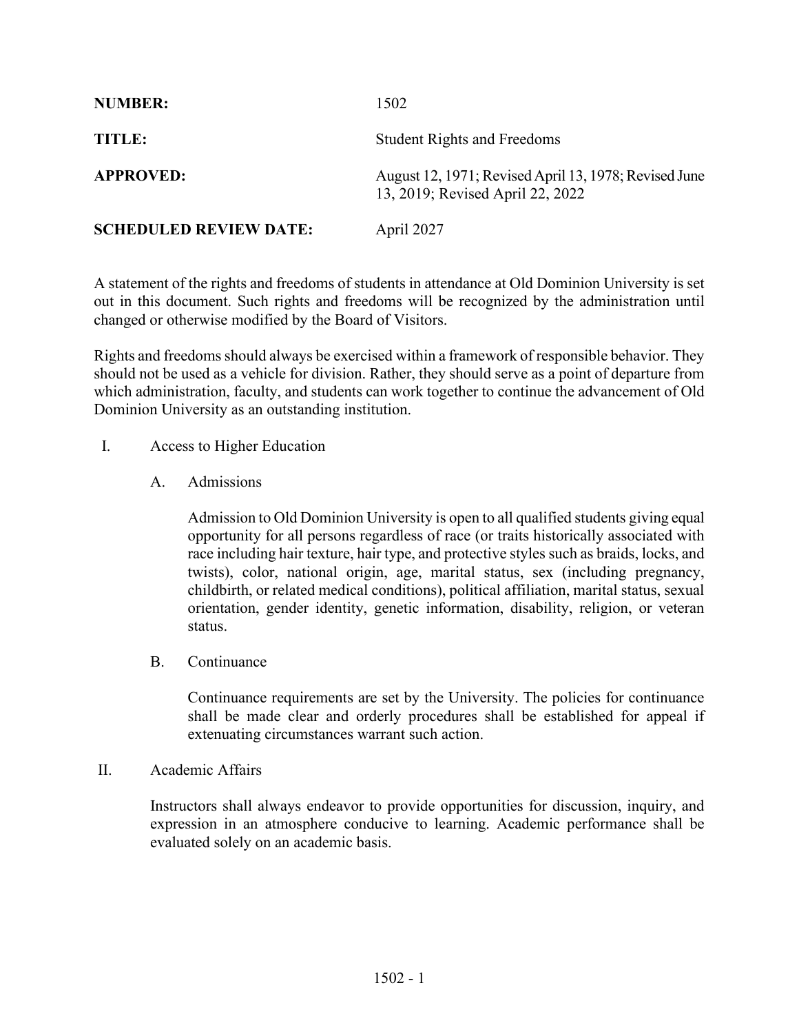**NUMBER:** 1502

**TITLE:** Student Rights and Freedoms

**APPROVED:** August 12, 1971; Revised April 13, 1978; Revised June 13, 2019; Revised April 22, 2022

**SCHEDULED REVIEW DATE:** April 2027

A statement of the rights and freedoms of students in attendance at Old Dominion University is set out in this document. Such rights and freedoms will be recognized by the administration until changed or otherwise modified by the Board of Visitors.

Rights and freedoms should always be exercised within a framework of responsible behavior. They should not be used as a vehicle for division. Rather, they should serve as a point of departure from which administration, faculty, and students can work together to continue the advancement of Old Dominion University as an outstanding institution.

I. Access to Higher Education

A. Admissions

Admission to Old Dominion University is open to all qualified students giving equal opportunity for all persons regardless of race (or traits historically associated with race including hair texture, hair type, and protective styles such as braids, locks, and twists), color, national origin, age, marital status, sex (including pregnancy, childbirth, or related medical conditions), political affiliation, marital status, sexual orientation, gender identity, genetic information, disability, religion, or veteran status.

B. Continuance

Continuance requirements are set by the University. The policies for continuance shall be made clear and orderly procedures shall be established for appeal if extenuating circumstances warrant such action.

II. Academic Affairs

Instructors shall always endeavor to provide opportunities for discussion, inquiry, and expression in an atmosphere conducive to learning. Academic performance shall be evaluated solely on an academic basis.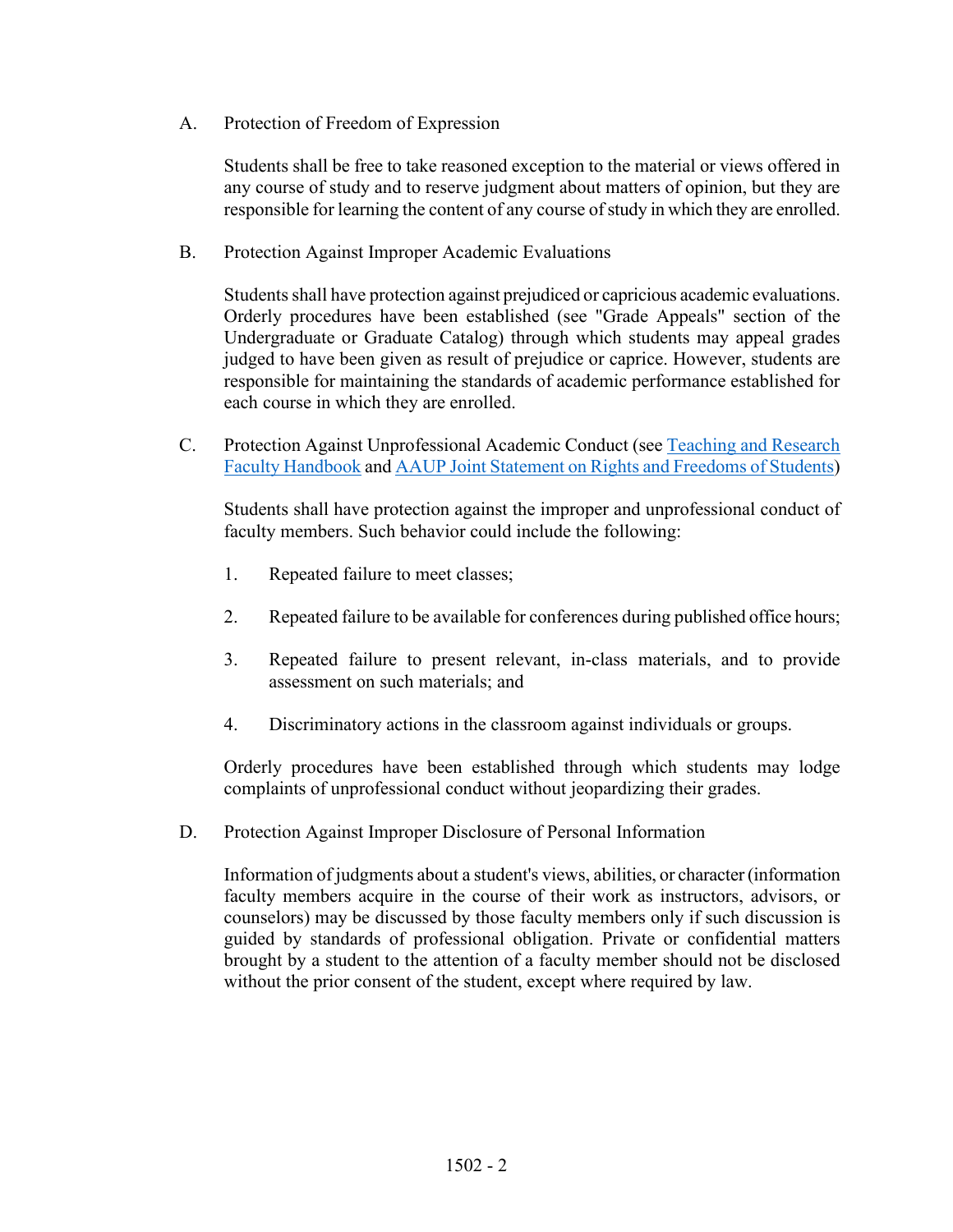A. Protection of Freedom of Expression

Students shall be free to take reasoned exception to the material or views offered in any course of study and to reserve judgment about matters of opinion, but they are responsible for learning the content of any course of study in which they are enrolled.

B. Protection Against Improper Academic Evaluations

Students shall have protection against prejudiced or capricious academic evaluations. Orderly procedures have been established (see "Grade Appeals" section of the Undergraduate or Graduate Catalog) through which students may appeal grades judged to have been given as result of prejudice or caprice. However, students are responsible for maintaining the standards of academic performance established for each course in which they are enrolled.

C. Protection Against Unprofessional Academic Conduct (see Teaching and Research Faculty Handbook and AAUP Joint Statement on Rights and Freedoms of Students)

Students shall have protection against the improper and unprofessional conduct of faculty members. Such behavior could include the following:

1. Repeated failure to meet classes;
2. Repeated failure to be available for conferences during published office hours;
3. Repeated failure to present relevant, in-class materials, and to provide assessment on such materials; and
4. Discriminatory actions in the classroom against individuals or groups.

Orderly procedures have been established through which students may lodge complaints of unprofessional conduct without jeopardizing their grades.

D. Protection Against Improper Disclosure of Personal Information

Information of judgments about a student's views, abilities, or character (information faculty members acquire in the course of their work as instructors, advisors, or counselors) may be discussed by those faculty members only if such discussion is guided by standards of professional obligation. Private or confidential matters brought by a student to the attention of a faculty member should not be disclosed without the prior consent of the student, except where required by law.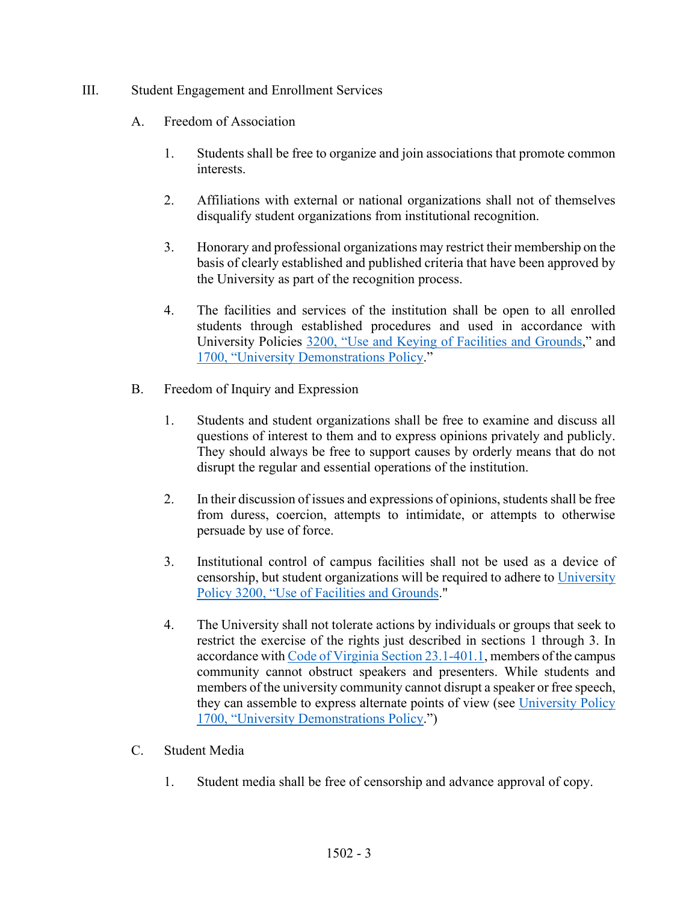III. Student Engagement and Enrollment Services

A. Freedom of Association

1. Students shall be free to organize and join associations that promote common interests.

2. Affiliations with external or national organizations shall not of themselves disqualify student organizations from institutional recognition.

3. Honorary and professional organizations may restrict their membership on the basis of clearly established and published criteria that have been approved by the University as part of the recognition process.

4. The facilities and services of the institution shall be open to all enrolled students through established procedures and used in accordance with University Policies [3200, "Use and Keying of Facilities and Grounds](),” and [1700, "University Demonstrations Policy]().”

B. Freedom of Inquiry and Expression

1. Students and student organizations shall be free to examine and discuss all questions of interest to them and to express opinions privately and publicly. They should always be free to support causes by orderly means that do not disrupt the regular and essential operations of the institution.

2. In their discussion of issues and expressions of opinions, students shall be free from duress, coercion, attempts to intimidate, or attempts to otherwise persuade by use of force.

3. Institutional control of campus facilities shall not be used as a device of censorship, but student organizations will be required to adhere to [University Policy 3200, "Use of Facilities and Grounds]()."

4. The University shall not tolerate actions by individuals or groups that seek to restrict the exercise of the rights just described in sections 1 through 3. In accordance with [Code of Virginia Section 23.1-401.1](), members of the campus community cannot obstruct speakers and presenters. While students and members of the university community cannot disrupt a speaker or free speech, they can assemble to express alternate points of view (see [University Policy 1700, "University Demonstrations Policy]().")

C. Student Media

1. Student media shall be free of censorship and advance approval of copy.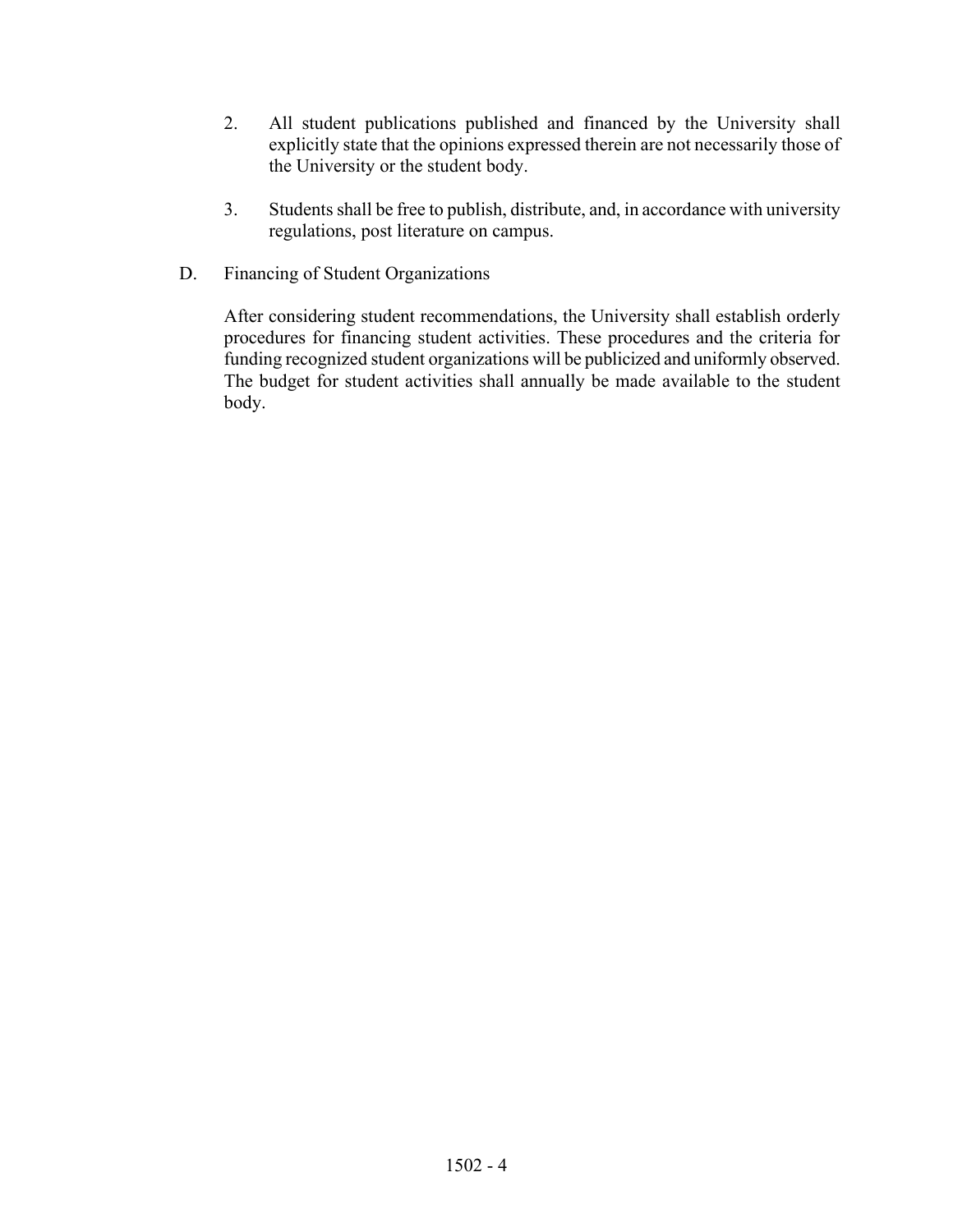2. All student publications published and financed by the University shall explicitly state that the opinions expressed therein are not necessarily those of the University or the student body.

3. Students shall be free to publish, distribute, and, in accordance with university regulations, post literature on campus.

D. Financing of Student Organizations

After considering student recommendations, the University shall establish orderly procedures for financing student activities. These procedures and the criteria for funding recognized student organizations will be publicized and uniformly observed. The budget for student activities shall annually be made available to the student body.